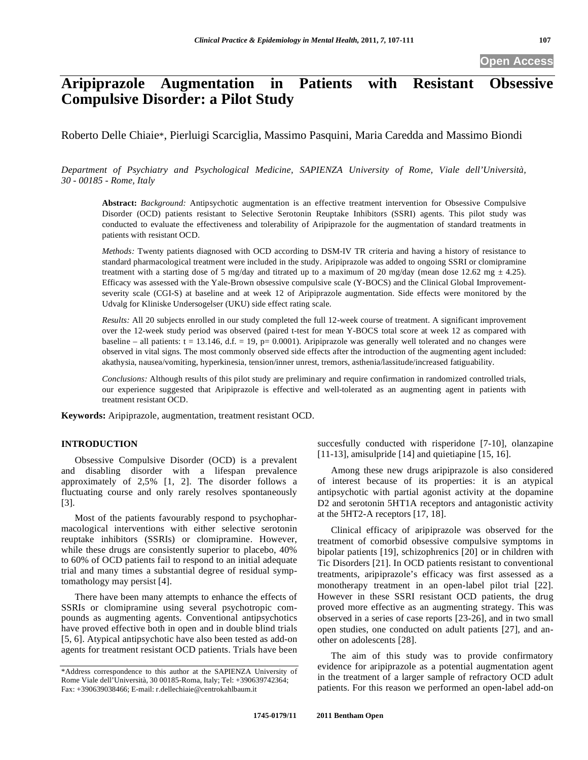Open Access

# Aripiprazole Augmentation in Patients with Resistant Obsessive Compulsive Disorder: a Pilot Study

Roberto Delle Chiaie*, Pierluigi Scarciglia, Massimo Pasquini, Maria Caredda and Massimo Biondi

*Department of Psychiatry and Psychological Medicine, SAPIENZA University of Rome, Viale dell'Università, 30 - 00185 - Rome, Italy*

**Abstract:** *Background:* Antipsychotic augmentation is an effective treatment intervention for Obsessive Compulsive Disorder (OCD) patients resistant to Selective Serotonin Reuptake Inhibitors (SSRI) agents. This pilot study was conducted to evaluate the effectiveness and tolerability of Aripiprazole for the augmentation of standard treatments in patients with resistant OCD.

*Methods:* Twenty patients diagnosed with OCD according to DSM-IV TR criteria and having a history of resistance to standard pharmacological treatment were included in the study. Aripiprazole was added to ongoing SSRI or clomipramine treatment with a starting dose of 5 mg/day and titrated up to a maximum of 20 mg/day (mean dose 12.62 mg ± 4.25). Efficacy was assessed with the Yale-Brown obsessive compulsive scale (Y-BOCS) and the Clinical Global Improvement-severity scale (CGI-S) at baseline and at week 12 of Aripiprazole augmentation. Side effects were monitored by the Udvalg for Kliniske Undersogelser (UKU) side effect rating scale.

*Results:* All 20 subjects enrolled in our study completed the full 12-week course of treatment. A significant improvement over the 12-week study period was observed (paired t-test for mean Y-BOCS total score at week 12 as compared with baseline – all patients: t = 13.146, d.f. = 19, p= 0.0001). Aripiprazole was generally well tolerated and no changes were observed in vital signs. The most commonly observed side effects after the introduction of the augmenting agent included: akathysia, nausea/vomiting, hyperkinesia, tension/inner unrest, tremors, asthenia/lassitude/increased fatiguability.

*Conclusions:* Although results of this pilot study are preliminary and require confirmation in randomized controlled trials, our experience suggested that Aripiprazole is effective and well-tolerated as an augmenting agent in patients with treatment resistant OCD.

**Keywords:** Aripiprazole, augmentation, treatment resistant OCD.

## INTRODUCTION

Obsessive Compulsive Disorder (OCD) is a prevalent and disabling disorder with a lifespan prevalence approximately of 2,5% [1, 2]. The disorder follows a fluctuating course and only rarely resolves spontaneously [3].

Most of the patients favourably respond to psychopharmacological interventions with either selective serotonin reuptake inhibitors (SSRIs) or clomipramine. However, while these drugs are consistently superior to placebo, 40% to 60% of OCD patients fail to respond to an initial adequate trial and many times a substantial degree of residual symptomatology may persist [4].

There have been many attempts to enhance the effects of SSRIs or clomipramine using several psychotropic compounds as augmenting agents. Conventional antipsychotics have proved effective both in open and in double blind trials [5, 6]. Atypical antipsychotic have also been tested as add-on agents for treatment resistant OCD patients. Trials have been succesfully conducted with risperidone [7-10], olanzapine [11-13], amisulpride [14] and quietiapine [15, 16].

Among these new drugs aripiprazole is also considered of interest because of its properties: it is an atypical antipsychotic with partial agonist activity at the dopamine D2 and serotonin 5HT1A receptors and antagonistic activity at the 5HT2-A receptors [17, 18].

Clinical efficacy of aripiprazole was observed for the treatment of comorbid obsessive compulsive symptoms in bipolar patients [19], schizophrenics [20] or in children with Tic Disorders [21]. In OCD patients resistant to conventional treatments, aripiprazole's efficacy was first assessed as a monotherapy treatment in an open-label pilot trial [22]. However in these SSRI resistant OCD patients, the drug proved more effective as an augmenting strategy. This was observed in a series of case reports [23-26], and in two small open studies, one conducted on adult patients [27], and another on adolescents [28].

The aim of this study was to provide confirmatory evidence for aripiprazole as a potential augmentation agent in the treatment of a larger sample of refractory OCD adult patients. For this reason we performed an open-label add-on

*Address correspondence to this author at the SAPIENZA University of Rome Viale dell'Università, 30 00185-Roma, Italy; Tel: +390639742364; Fax: +390639038466; E-mail: r.dellechiaie@centrokahlbaum.it

1745-0179/11 2011 Bentham Open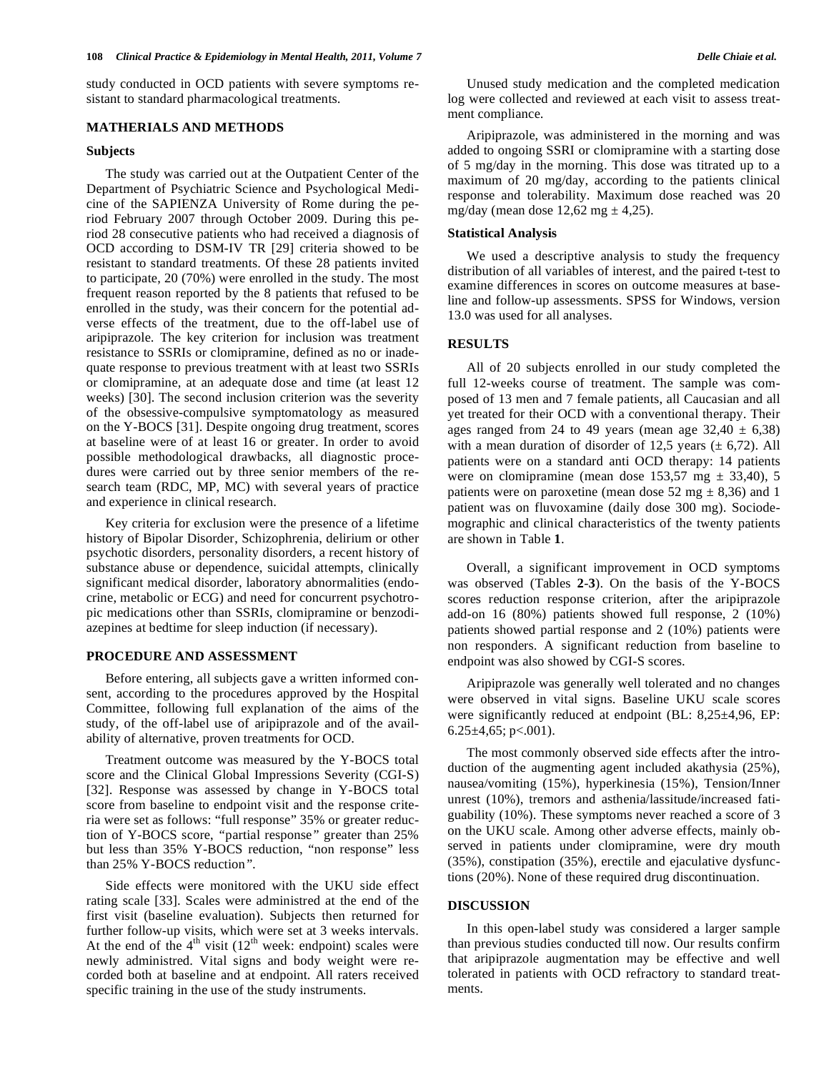study conducted in OCD patients with severe symptoms resistant to standard pharmacological treatments.

## MATHERIALS AND METHODS

### Subjects

The study was carried out at the Outpatient Center of the Department of Psychiatric Science and Psychological Medicine of the SAPIENZA University of Rome during the period February 2007 through October 2009. During this period 28 consecutive patients who had received a diagnosis of OCD according to DSM-IV TR [29] criteria showed to be resistant to standard treatments. Of these 28 patients invited to participate, 20 (70%) were enrolled in the study. The most frequent reason reported by the 8 patients that refused to be enrolled in the study, was their concern for the potential adverse effects of the treatment, due to the off-label use of aripiprazole. The key criterion for inclusion was treatment resistance to SSRIs or clomipramine, defined as no or inadequate response to previous treatment with at least two SSRIs or clomipramine, at an adequate dose and time (at least 12 weeks) [30]. The second inclusion criterion was the severity of the obsessive-compulsive symptomatology as measured on the Y-BOCS [31]. Despite ongoing drug treatment, scores at baseline were of at least 16 or greater. In order to avoid possible methodological drawbacks, all diagnostic procedures were carried out by three senior members of the research team (RDC, MP, MC) with several years of practice and experience in clinical research.

Key criteria for exclusion were the presence of a lifetime history of Bipolar Disorder, Schizophrenia, delirium or other psychotic disorders, personality disorders, a recent history of substance abuse or dependence, suicidal attempts, clinically significant medical disorder, laboratory abnormalities (endocrine, metabolic or ECG) and need for concurrent psychotropic medications other than SSRIs, clomipramine or benzodiazepines at bedtime for sleep induction (if necessary).

## PROCEDURE AND ASSESSMENT

Before entering, all subjects gave a written informed consent, according to the procedures approved by the Hospital Committee, following full explanation of the aims of the study, of the off-label use of aripiprazole and of the availability of alternative, proven treatments for OCD.

Treatment outcome was measured by the Y-BOCS total score and the Clinical Global Impressions Severity (CGI-S) [32]. Response was assessed by change in Y-BOCS total score from baseline to endpoint visit and the response criteria were set as follows: "full response" 35% or greater reduction of Y-BOCS score, "partial response" greater than 25% but less than 35% Y-BOCS reduction, "non response" less than 25% Y-BOCS reduction".

Side effects were monitored with the UKU side effect rating scale [33]. Scales were administred at the end of the first visit (baseline evaluation). Subjects then returned for further follow-up visits, which were set at 3 weeks intervals. At the end of the 4th visit (12th week: endpoint) scales were newly administred. Vital signs and body weight were recorded both at baseline and at endpoint. All raters received specific training in the use of the study instruments.

Unused study medication and the completed medication log were collected and reviewed at each visit to assess treatment compliance.

Aripiprazole, was administered in the morning and was added to ongoing SSRI or clomipramine with a starting dose of 5 mg/day in the morning. This dose was titrated up to a maximum of 20 mg/day, according to the patients clinical response and tolerability. Maximum dose reached was 20 mg/day (mean dose 12,62 mg ± 4,25).

### Statistical Analysis

We used a descriptive analysis to study the frequency distribution of all variables of interest, and the paired t-test to examine differences in scores on outcome measures at baseline and follow-up assessments. SPSS for Windows, version 13.0 was used for all analyses.

## RESULTS

All of 20 subjects enrolled in our study completed the full 12-weeks course of treatment. The sample was composed of 13 men and 7 female patients, all Caucasian and all yet treated for their OCD with a conventional therapy. Their ages ranged from 24 to 49 years (mean age 32,40 ± 6,38) with a mean duration of disorder of 12,5 years (± 6,72). All patients were on a standard anti OCD therapy: 14 patients were on clomipramine (mean dose 153,57 mg ± 33,40), 5 patients were on paroxetine (mean dose 52 mg ± 8,36) and 1 patient was on fluvoxamine (daily dose 300 mg). Sociodemographic and clinical characteristics of the twenty patients are shown in Table **1**.

Overall, a significant improvement in OCD symptoms was observed (Tables **2**-**3**). On the basis of the Y-BOCS scores reduction response criterion, after the aripiprazole add-on 16 (80%) patients showed full response, 2 (10%) patients showed partial response and 2 (10%) patients were non responders. A significant reduction from baseline to endpoint was also showed by CGI-S scores.

Aripiprazole was generally well tolerated and no changes were observed in vital signs. Baseline UKU scale scores were significantly reduced at endpoint (BL: 8,25±4,96, EP: 6.25±4,65; $p<.001$).

The most commonly observed side effects after the introduction of the augmenting agent included akathysia (25%), nausea/vomiting (15%), hyperkinesia (15%), Tension/Inner unrest (10%), tremors and asthenia/lassitude/increased fatiguability (10%). These symptoms never reached a score of 3 on the UKU scale. Among other adverse effects, mainly observed in patients under clomipramine, were dry mouth (35%), constipation (35%), erectile and ejaculative dysfunctions (20%). None of these required drug discontinuation.

## DISCUSSION

In this open-label study was considered a larger sample than previous studies conducted till now. Our results confirm that aripiprazole augmentation may be effective and well tolerated in patients with OCD refractory to standard treatments.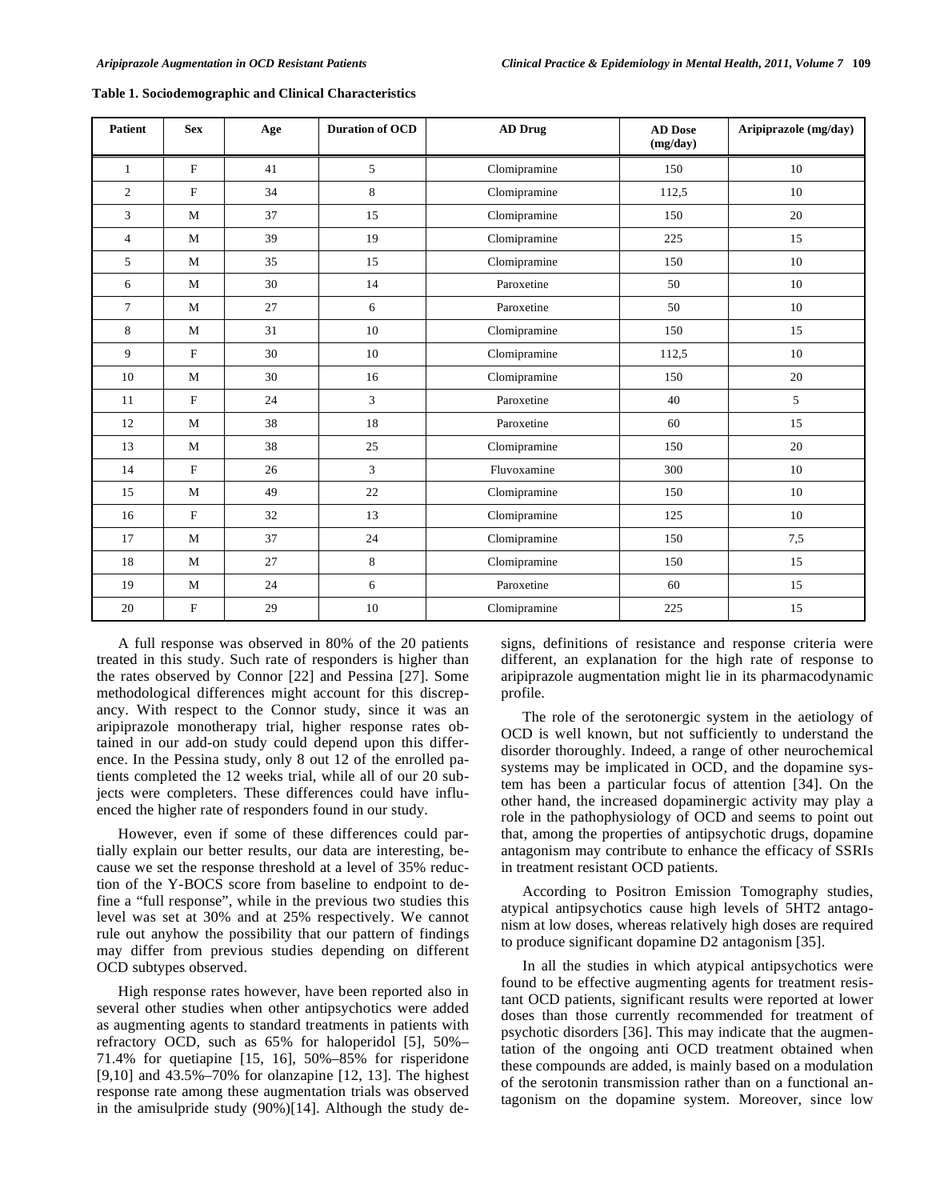**Table 1. Sociodemographic and Clinical Characteristics**

| Patient | Sex | Age | Duration of OCD | AD Drug | AD Dose (mg/day) | Aripiprazole (mg/day) |
|---|---|---|---|---|---|---|
| 1 | F | 41 | 5 | Clomipramine | 150 | 10 |
| 2 | F | 34 | 8 | Clomipramine | 112,5 | 10 |
| 3 | M | 37 | 15 | Clomipramine | 150 | 20 |
| 4 | M | 39 | 19 | Clomipramine | 225 | 15 |
| 5 | M | 35 | 15 | Clomipramine | 150 | 10 |
| 6 | M | 30 | 14 | Paroxetine | 50 | 10 |
| 7 | M | 27 | 6 | Paroxetine | 50 | 10 |
| 8 | M | 31 | 10 | Clomipramine | 150 | 15 |
| 9 | F | 30 | 10 | Clomipramine | 112,5 | 10 |
| 10 | M | 30 | 16 | Clomipramine | 150 | 20 |
| 11 | F | 24 | 3 | Paroxetine | 40 | 5 |
| 12 | M | 38 | 18 | Paroxetine | 60 | 15 |
| 13 | M | 38 | 25 | Clomipramine | 150 | 20 |
| 14 | F | 26 | 3 | Fluvoxamine | 300 | 10 |
| 15 | M | 49 | 22 | Clomipramine | 150 | 10 |
| 16 | F | 32 | 13 | Clomipramine | 125 | 10 |
| 17 | M | 37 | 24 | Clomipramine | 150 | 7,5 |
| 18 | M | 27 | 8 | Clomipramine | 150 | 15 |
| 19 | M | 24 | 6 | Paroxetine | 60 | 15 |
| 20 | F | 29 | 10 | Clomipramine | 225 | 15 |

A full response was observed in 80% of the 20 patients treated in this study. Such rate of responders is higher than the rates observed by Connor [22] and Pessina [27]. Some methodological differences might account for this discrepancy. With respect to the Connor study, since it was an aripiprazole monotherapy trial, higher response rates obtained in our add-on study could depend upon this difference. In the Pessina study, only 8 out 12 of the enrolled patients completed the 12 weeks trial, while all of our 20 subjects were completers. These differences could have influenced the higher rate of responders found in our study.

However, even if some of these differences could partially explain our better results, our data are interesting, because we set the response threshold at a level of 35% reduction of the Y-BOCS score from baseline to endpoint to define a "full response", while in the previous two studies this level was set at 30% and at 25% respectively. We cannot rule out anyhow the possibility that our pattern of findings may differ from previous studies depending on different OCD subtypes observed.

High response rates however, have been reported also in several other studies when other antipsychotics were added as augmenting agents to standard treatments in patients with refractory OCD, such as 65% for haloperidol [5], 50%–71.4% for quetiapine [15, 16], 50%–85% for risperidone [9,10] and 43.5%–70% for olanzapine [12, 13]. The highest response rate among these augmentation trials was observed in the amisulpride study (90%)[14]. Although the study designs, definitions of resistance and response criteria were different, an explanation for the high rate of response to aripiprazole augmentation might lie in its pharmacodynamic profile.

The role of the serotonergic system in the aetiology of OCD is well known, but not sufficiently to understand the disorder thoroughly. Indeed, a range of other neurochemical systems may be implicated in OCD, and the dopamine system has been a particular focus of attention [34]. On the other hand, the increased dopaminergic activity may play a role in the pathophysiology of OCD and seems to point out that, among the properties of antipsychotic drugs, dopamine antagonism may contribute to enhance the efficacy of SSRIs in treatment resistant OCD patients.

According to Positron Emission Tomography studies, atypical antipsychotics cause high levels of 5HT2 antagonism at low doses, whereas relatively high doses are required to produce significant dopamine D2 antagonism [35].

In all the studies in which atypical antipsychotics were found to be effective augmenting agents for treatment resistant OCD patients, significant results were reported at lower doses than those currently recommended for treatment of psychotic disorders [36]. This may indicate that the augmentation of the ongoing anti OCD treatment obtained when these compounds are added, is mainly based on a modulation of the serotonin transmission rather than on a functional antagonism on the dopamine system. Moreover, since low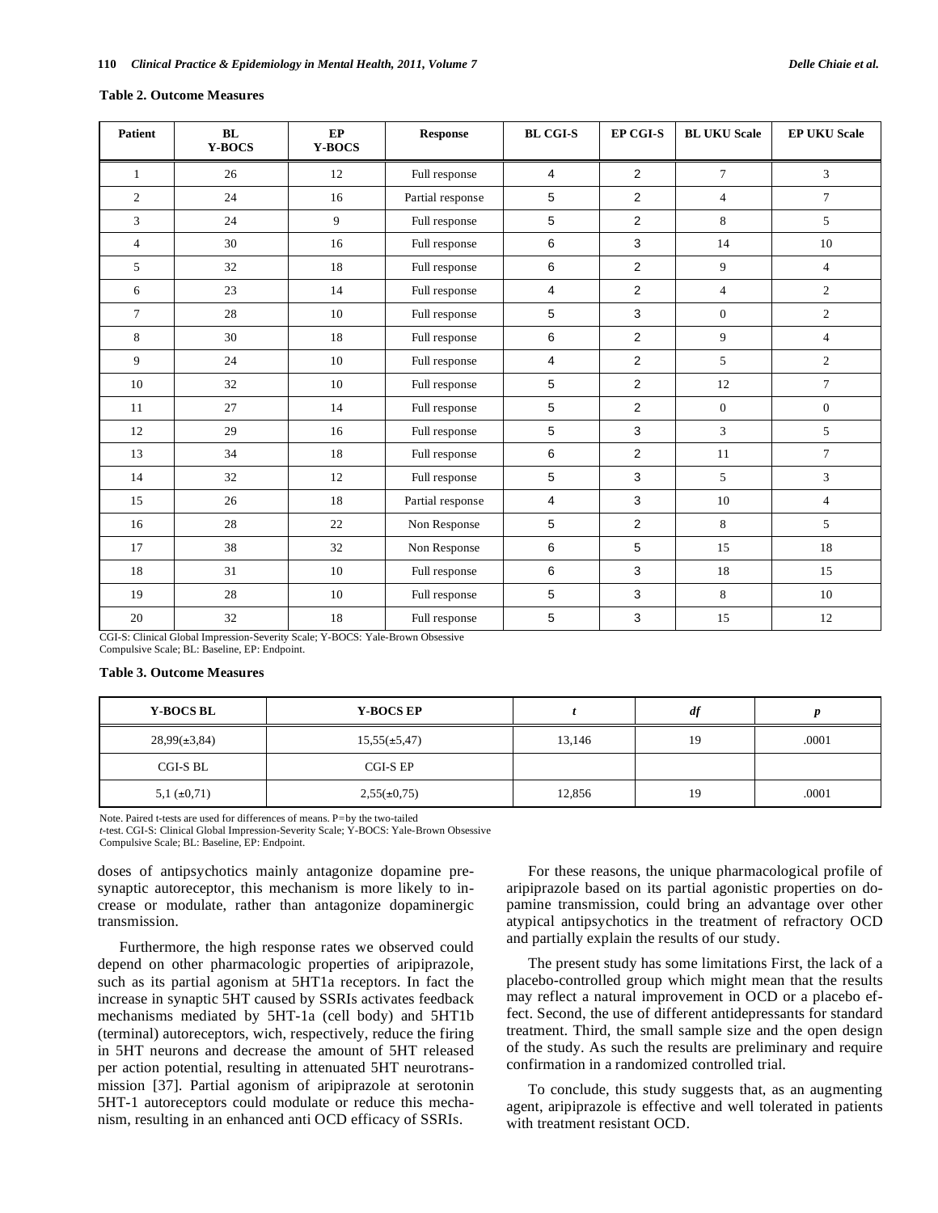**Table 2. Outcome Measures**

| Patient | BL Y-BOCS | EP Y-BOCS | Response | BL CGI-S | EP CGI-S | BL UKU Scale | EP UKU Scale |
|---|---|---|---|---|---|---|---|
| 1 | 26 | 12 | Full response | 4 | 2 | 7 | 3 |
| 2 | 24 | 16 | Partial response | 5 | 2 | 4 | 7 |
| 3 | 24 | 9 | Full response | 5 | 2 | 8 | 5 |
| 4 | 30 | 16 | Full response | 6 | 3 | 14 | 10 |
| 5 | 32 | 18 | Full response | 6 | 2 | 9 | 4 |
| 6 | 23 | 14 | Full response | 4 | 2 | 4 | 2 |
| 7 | 28 | 10 | Full response | 5 | 3 | 0 | 2 |
| 8 | 30 | 18 | Full response | 6 | 2 | 9 | 4 |
| 9 | 24 | 10 | Full response | 4 | 2 | 5 | 2 |
| 10 | 32 | 10 | Full response | 5 | 2 | 12 | 7 |
| 11 | 27 | 14 | Full response | 5 | 2 | 0 | 0 |
| 12 | 29 | 16 | Full response | 5 | 3 | 3 | 5 |
| 13 | 34 | 18 | Full response | 6 | 2 | 11 | 7 |
| 14 | 32 | 12 | Full response | 5 | 3 | 5 | 3 |
| 15 | 26 | 18 | Partial response | 4 | 3 | 10 | 4 |
| 16 | 28 | 22 | Non Response | 5 | 2 | 8 | 5 |
| 17 | 38 | 32 | Non Response | 6 | 5 | 15 | 18 |
| 18 | 31 | 10 | Full response | 6 | 3 | 18 | 15 |
| 19 | 28 | 10 | Full response | 5 | 3 | 8 | 10 |
| 20 | 32 | 18 | Full response | 5 | 3 | 15 | 12 |

CGI-S: Clinical Global Impression-Severity Scale; Y-BOCS: Yale-Brown Obsessive Compulsive Scale; BL: Baseline, EP: Endpoint.

**Table 3. Outcome Measures**

| Y-BOCS BL | Y-BOCS EP | *t* | *df* | *p* |
|---|---|---|---|---|
| 28,99(±3,84) | 15,55(±5,47) | 13,146 | 19 | .0001 |
| CGI-S BL | CGI-S EP | | | |
| 5,1 (±0,71) | 2,55(±0,75) | 12,856 | 19 | .0001 |

Note. Paired t-tests are used for differences of means. P=by the two-tailed *t*-test. CGI-S: Clinical Global Impression-Severity Scale; Y-BOCS: Yale-Brown Obsessive Compulsive Scale; BL: Baseline, EP: Endpoint.

doses of antipsychotics mainly antagonize dopamine presynaptic autoreceptor, this mechanism is more likely to increase or modulate, rather than antagonize dopaminergic transmission.

Furthermore, the high response rates we observed could depend on other pharmacologic properties of aripiprazole, such as its partial agonism at 5HT1a receptors. In fact the increase in synaptic 5HT caused by SSRIs activates feedback mechanisms mediated by 5HT-1a (cell body) and 5HT1b (terminal) autoreceptors, wich, respectively, reduce the firing in 5HT neurons and decrease the amount of 5HT released per action potential, resulting in attenuated 5HT neurotransmission [37]. Partial agonism of aripiprazole at serotonin 5HT-1 autoreceptors could modulate or reduce this mechanism, resulting in an enhanced anti OCD efficacy of SSRIs.

For these reasons, the unique pharmacological profile of aripiprazole based on its partial agonistic properties on dopamine transmission, could bring an advantage over other atypical antipsychotics in the treatment of refractory OCD and partially explain the results of our study.

The present study has some limitations First, the lack of a placebo-controlled group which might mean that the results may reflect a natural improvement in OCD or a placebo effect. Second, the use of different antidepressants for standard treatment. Third, the small sample size and the open design of the study. As such the results are preliminary and require confirmation in a randomized controlled trial.

To conclude, this study suggests that, as an augmenting agent, aripiprazole is effective and well tolerated in patients with treatment resistant OCD.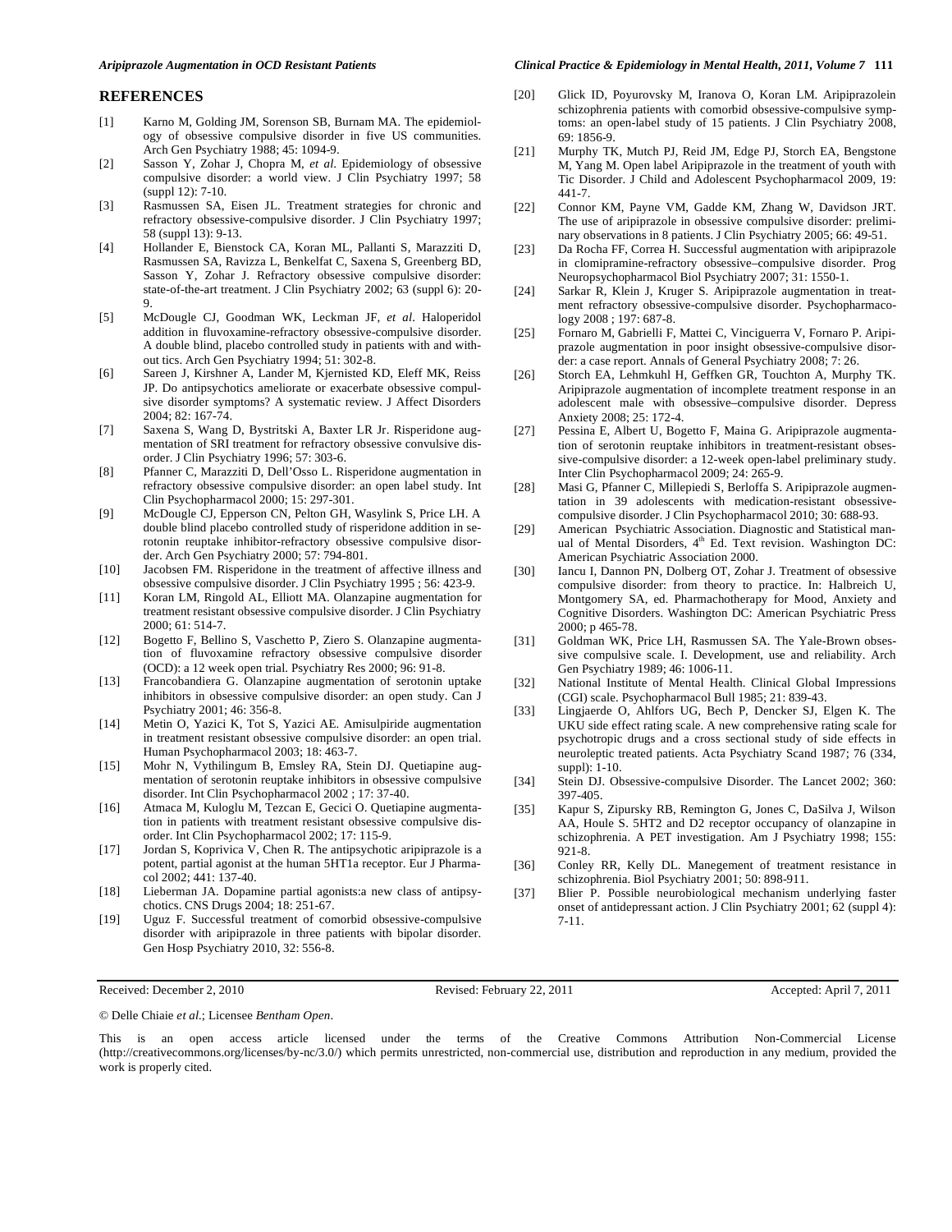## REFERENCES

[1] Karno M, Golding JM, Sorenson SB, Burnam MA. The epidemiology of obsessive compulsive disorder in five US communities. Arch Gen Psychiatry 1988; 45: 1094-9.

[2] Sasson Y, Zohar J, Chopra M, *et al.* Epidemiology of obsessive compulsive disorder: a world view. J Clin Psychiatry 1997; 58 (suppl 12): 7-10.

[3] Rasmussen SA, Eisen JL. Treatment strategies for chronic and refractory obsessive-compulsive disorder. J Clin Psychiatry 1997; 58 (suppl 13): 9-13.

[4] Hollander E, Bienstock CA, Koran ML, Pallanti S, Marazziti D, Rasmussen SA, Ravizza L, Benkelfat C, Saxena S, Greenberg BD, Sasson Y, Zohar J. Refractory obsessive compulsive disorder: state-of-the-art treatment. J Clin Psychiatry 2002; 63 (suppl 6): 20-9.

[5] McDougle CJ, Goodman WK, Leckman JF, *et al*. Haloperidol addition in fluvoxamine-refractory obsessive-compulsive disorder. A double blind, placebo controlled study in patients with and without tics. Arch Gen Psychiatry 1994; 51: 302-8.

[6] Sareen J, Kirshner A, Lander M, Kjernisted KD, Eleff MK, Reiss JP. Do antipsychotics ameliorate or exacerbate obsessive compulsive disorder symptoms? A systematic review. J Affect Disorders 2004; 82: 167-74.

[7] Saxena S, Wang D, Bystritski A, Baxter LR Jr. Risperidone augmentation of SRI treatment for refractory obsessive convulsive disorder. J Clin Psychiatry 1996; 57: 303-6.

[8] Pfanner C, Marazziti D, Dell'Osso L. Risperidone augmentation in refractory obsessive compulsive disorder: an open label study. Int Clin Psychopharmacol 2000; 15: 297-301.

[9] McDougle CJ, Epperson CN, Pelton GH, Wasylink S, Price LH. A double blind placebo controlled study of risperidone addition in serotonin reuptake inhibitor-refractory obsessive compulsive disorder. Arch Gen Psychiatry 2000; 57: 794-801.

[10] Jacobsen FM. Risperidone in the treatment of affective illness and obsessive compulsive disorder. J Clin Psychiatry 1995 ; 56: 423-9.

[11] Koran LM, Ringold AL, Elliott MA. Olanzapine augmentation for treatment resistant obsessive compulsive disorder. J Clin Psychiatry 2000; 61: 514-7.

[12] Bogetto F, Bellino S, Vaschetto P, Ziero S. Olanzapine augmentation of fluvoxamine refractory obsessive compulsive disorder (OCD): a 12 week open trial. Psychiatry Res 2000; 96: 91-8.

[13] Francobandiera G. Olanzapine augmentation of serotonin uptake inhibitors in obsessive compulsive disorder: an open study. Can J Psychiatry 2001; 46: 356-8.

[14] Metin O, Yazici K, Tot S, Yazici AE. Amisulpiride augmentation in treatment resistant obsessive compulsive disorder: an open trial. Human Psychopharmacol 2003; 18: 463-7.

[15] Mohr N, Vythilingum B, Emsley RA, Stein DJ. Quetiapine augmentation of serotonin reuptake inhibitors in obsessive compulsive disorder. Int Clin Psychopharmacol 2002 ; 17: 37-40.

[16] Atmaca M, Kuloglu M, Tezcan E, Gecici O. Quetiapine augmentation in patients with treatment resistant obsessive compulsive disorder. Int Clin Psychopharmacol 2002; 17: 115-9.

[17] Jordan S, Koprivica V, Chen R. The antipsychotic aripiprazole is a potent, partial agonist at the human 5HT1a receptor. Eur J Pharmacol 2002; 441: 137-40.

[18] Lieberman JA. Dopamine partial agonists:a new class of antipsychotics. CNS Drugs 2004; 18: 251-67.

[19] Uguz F. Successful treatment of comorbid obsessive-compulsive disorder with aripiprazole in three patients with bipolar disorder. Gen Hosp Psychiatry 2010, 32: 556-8.

[20] Glick ID, Poyurovsky M, Iranova O, Koran LM. Aripiprazolein schizophrenia patients with comorbid obsessive-compulsive symptoms: an open-label study of 15 patients. J Clin Psychiatry 2008, 69: 1856-9.

[21] Murphy TK, Mutch PJ, Reid JM, Edge PJ, Storch EA, Bengstone M, Yang M. Open label Aripiprazole in the treatment of youth with Tic Disorder. J Child and Adolescent Psychopharmacol 2009, 19: 441-7.

[22] Connor KM, Payne VM, Gadde KM, Zhang W, Davidson JRT. The use of aripiprazole in obsessive compulsive disorder: preliminary observations in 8 patients. J Clin Psychiatry 2005; 66: 49-51.

[23] Da Rocha FF, Correa H. Successful augmentation with aripiprazole in clomipramine-refractory obsessive–compulsive disorder. Prog Neuropsychopharmacol Biol Psychiatry 2007; 31: 1550-1.

[24] Sarkar R, Klein J, Kruger S. Aripiprazole augmentation in treatment refractory obsessive-compulsive disorder. Psychopharmacology 2008 ; 197: 687-8.

[25] Fornaro M, Gabrielli F, Mattei C, Vinciguerra V, Fornaro P. Aripiprazole augmentation in poor insight obsessive-compulsive disorder: a case report. Annals of General Psychiatry 2008; 7: 26.

[26] Storch EA, Lehmkuhl H, Geffken GR, Touchton A, Murphy TK. Aripiprazole augmentation of incomplete treatment response in an adolescent male with obsessive–compulsive disorder. Depress Anxiety 2008; 25: 172-4.

[27] Pessina E, Albert U, Bogetto F, Maina G. Aripiprazole augmentation of serotonin reuptake inhibitors in treatment-resistant obsessive-compulsive disorder: a 12-week open-label preliminary study. Inter Clin Psychopharmacol 2009; 24: 265-9.

[28] Masi G, Pfanner C, Millepiedi S, Berloffa S. Aripiprazole augmentation in 39 adolescents with medication-resistant obsessive-compulsive disorder. J Clin Psychopharmacol 2010; 30: 688-93.

[29] American Psychiatric Association. Diagnostic and Statistical manual of Mental Disorders, 4th Ed. Text revision. Washington DC: American Psychiatric Association 2000.

[30] Iancu I, Dannon PN, Dolberg OT, Zohar J. Treatment of obsessive compulsive disorder: from theory to practice. In: Halbreich U, Montgomery SA, ed. Pharmacotherapy for Mood, Anxiety and Cognitive Disorders. Washington DC: American Psychiatric Press 2000; p 465-78.

[31] Goldman WK, Price LH, Rasmussen SA. The Yale-Brown obsessive compulsive scale. I. Development, use and reliability. Arch Gen Psychiatry 1989; 46: 1006-11.

[32] National Institute of Mental Health. Clinical Global Impressions (CGI) scale. Psychopharmacol Bull 1985; 21: 839-43.

[33] Lingjaerde O, Ahlfors UG, Bech P, Dencker SJ, Elgen K. The UKU side effect rating scale. A new comprehensive rating scale for psychotropic drugs and a cross sectional study of side effects in neuroleptic treated patients. Acta Psychiatry Scand 1987; 76 (334, suppl): 1-10.

[34] Stein DJ. Obsessive-compulsive Disorder. The Lancet 2002; 360: 397-405.

[35] Kapur S, Zipursky RB, Remington G, Jones C, DaSilva J, Wilson AA, Houle S. 5HT2 and D2 receptor occupancy of olanzapine in schizophrenia. A PET investigation. Am J Psychiatry 1998; 155: 921-8.

[36] Conley RR, Kelly DL. Manegement of treatment resistance in schizophrenia. Biol Psychiatry 2001; 50: 898-911.

[37] Blier P. Possible neurobiological mechanism underlying faster onset of antidepressant action. J Clin Psychiatry 2001; 62 (suppl 4): 7-11.

Received: December 2, 2010 Revised: February 22, 2011 Accepted: April 7, 2011

© Delle Chiaie *et al.*; Licensee *Bentham Open*.

This is an open access article licensed under the terms of the Creative Commons Attribution Non-Commercial License (http://creativecommons.org/licenses/by-nc/3.0/) which permits unrestricted, non-commercial use, distribution and reproduction in any medium, provided the work is properly cited.